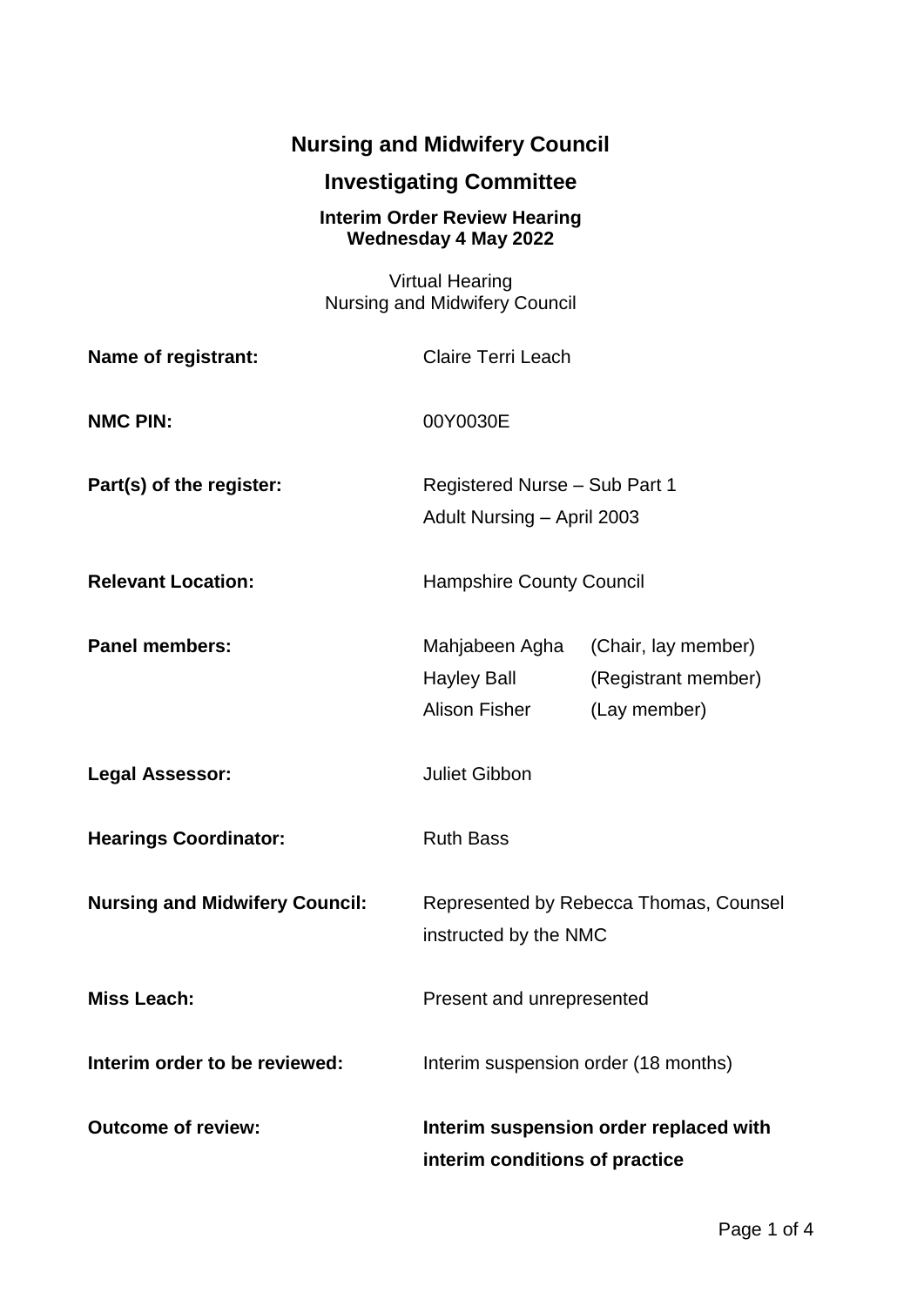# Nursing and Midwifery Council

## Investigating Committee

### Interim Order Review Hearing
### Wednesday 4 May 2022

Virtual Hearing
Nursing and Midwifery Council

| | |
|---|---|
| **Name of registrant:** | Claire Terri Leach |
| **NMC PIN:** | 00Y0030E |
| **Part(s) of the register:** | Registered Nurse – Sub Part 1<br>Adult Nursing – April 2003 |
| **Relevant Location:** | Hampshire County Council |
| **Panel members:** | Mahjabeen Agha (Chair, lay member)<br>Hayley Ball (Registrant member)<br>Alison Fisher (Lay member) |
| **Legal Assessor:** | Juliet Gibbon |
| **Hearings Coordinator:** | Ruth Bass |
| **Nursing and Midwifery Council:** | Represented by Rebecca Thomas, Counsel instructed by the NMC |
| **Miss Leach:** | Present and unrepresented |
| **Interim order to be reviewed:** | Interim suspension order (18 months) |
| **Outcome of review:** | **Interim suspension order replaced with interim conditions of practice** |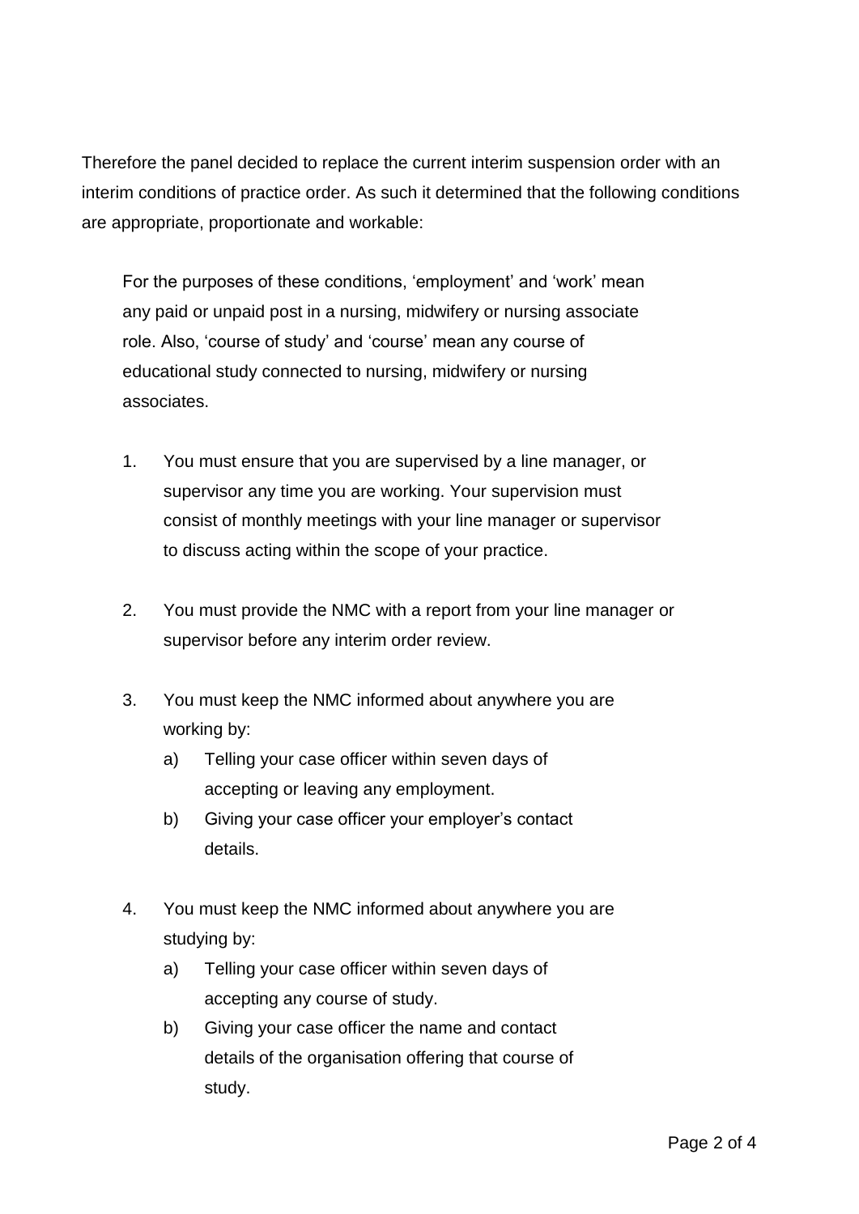Therefore the panel decided to replace the current interim suspension order with an interim conditions of practice order. As such it determined that the following conditions are appropriate, proportionate and workable:

> For the purposes of these conditions, 'employment' and 'work' mean any paid or unpaid post in a nursing, midwifery or nursing associate role. Also, 'course of study' and 'course' mean any course of educational study connected to nursing, midwifery or nursing associates.

1. You must ensure that you are supervised by a line manager, or supervisor any time you are working. Your supervision must consist of monthly meetings with your line manager or supervisor to discuss acting within the scope of your practice.

2. You must provide the NMC with a report from your line manager or supervisor before any interim order review.

3. You must keep the NMC informed about anywhere you are working by:
   a) Telling your case officer within seven days of accepting or leaving any employment.
   b) Giving your case officer your employer's contact details.

4. You must keep the NMC informed about anywhere you are studying by:
   a) Telling your case officer within seven days of accepting any course of study.
   b) Giving your case officer the name and contact details of the organisation offering that course of study.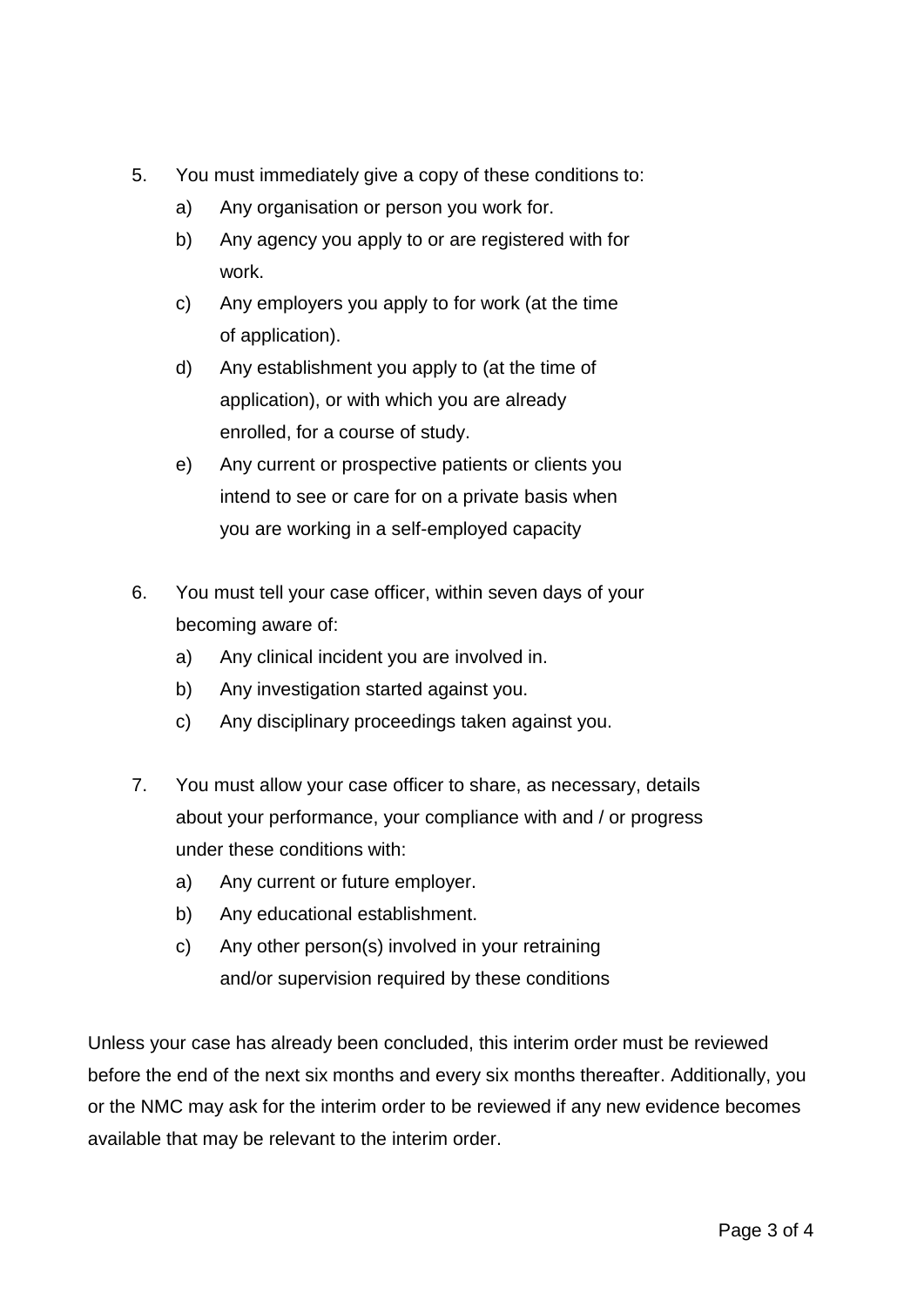5. You must immediately give a copy of these conditions to:
    a) Any organisation or person you work for.
    b) Any agency you apply to or are registered with for work.
    c) Any employers you apply to for work (at the time of application).
    d) Any establishment you apply to (at the time of application), or with which you are already enrolled, for a course of study.
    e) Any current or prospective patients or clients you intend to see or care for on a private basis when you are working in a self-employed capacity

6. You must tell your case officer, within seven days of your becoming aware of:
    a) Any clinical incident you are involved in.
    b) Any investigation started against you.
    c) Any disciplinary proceedings taken against you.

7. You must allow your case officer to share, as necessary, details about your performance, your compliance with and / or progress under these conditions with:
    a) Any current or future employer.
    b) Any educational establishment.
    c) Any other person(s) involved in your retraining and/or supervision required by these conditions

Unless your case has already been concluded, this interim order must be reviewed before the end of the next six months and every six months thereafter. Additionally, you or the NMC may ask for the interim order to be reviewed if any new evidence becomes available that may be relevant to the interim order.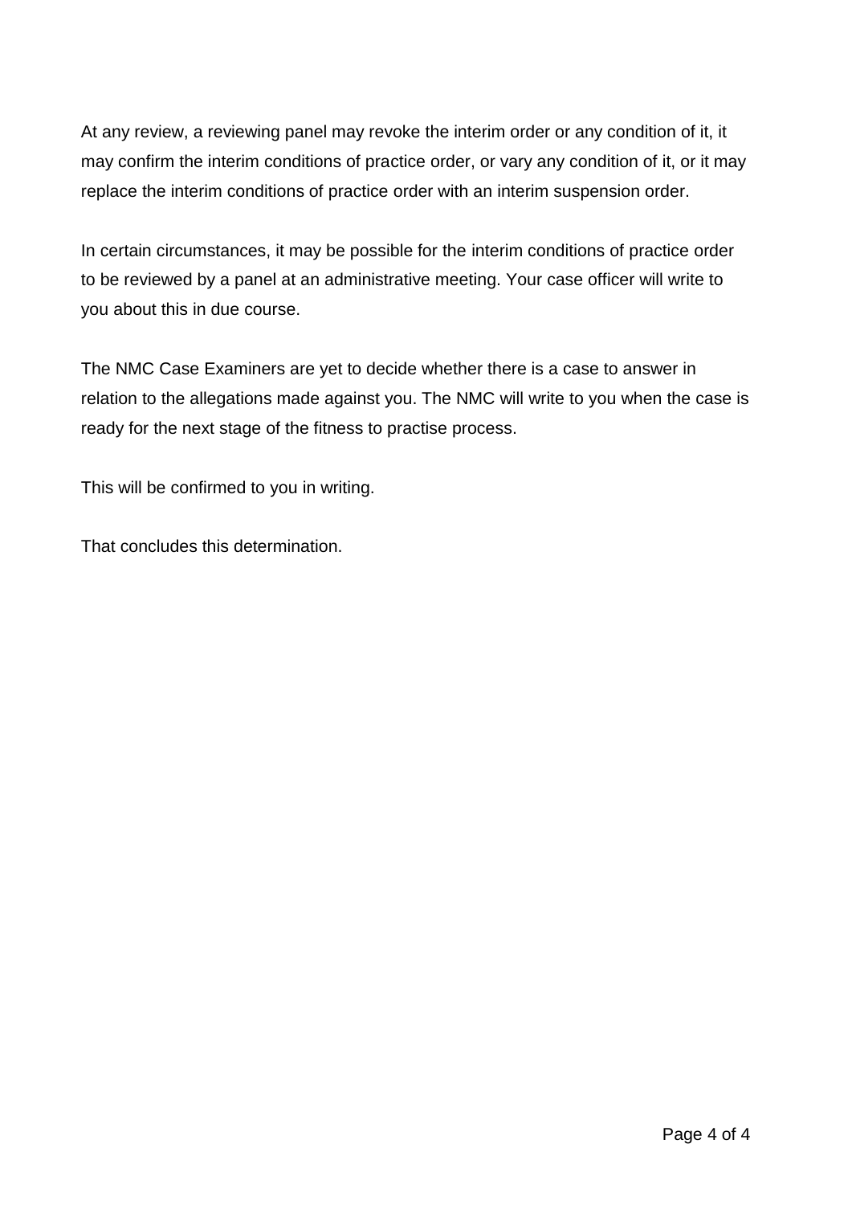At any review, a reviewing panel may revoke the interim order or any condition of it, it may confirm the interim conditions of practice order, or vary any condition of it, or it may replace the interim conditions of practice order with an interim suspension order.

In certain circumstances, it may be possible for the interim conditions of practice order to be reviewed by a panel at an administrative meeting. Your case officer will write to you about this in due course.

The NMC Case Examiners are yet to decide whether there is a case to answer in relation to the allegations made against you. The NMC will write to you when the case is ready for the next stage of the fitness to practise process.

This will be confirmed to you in writing.

That concludes this determination.